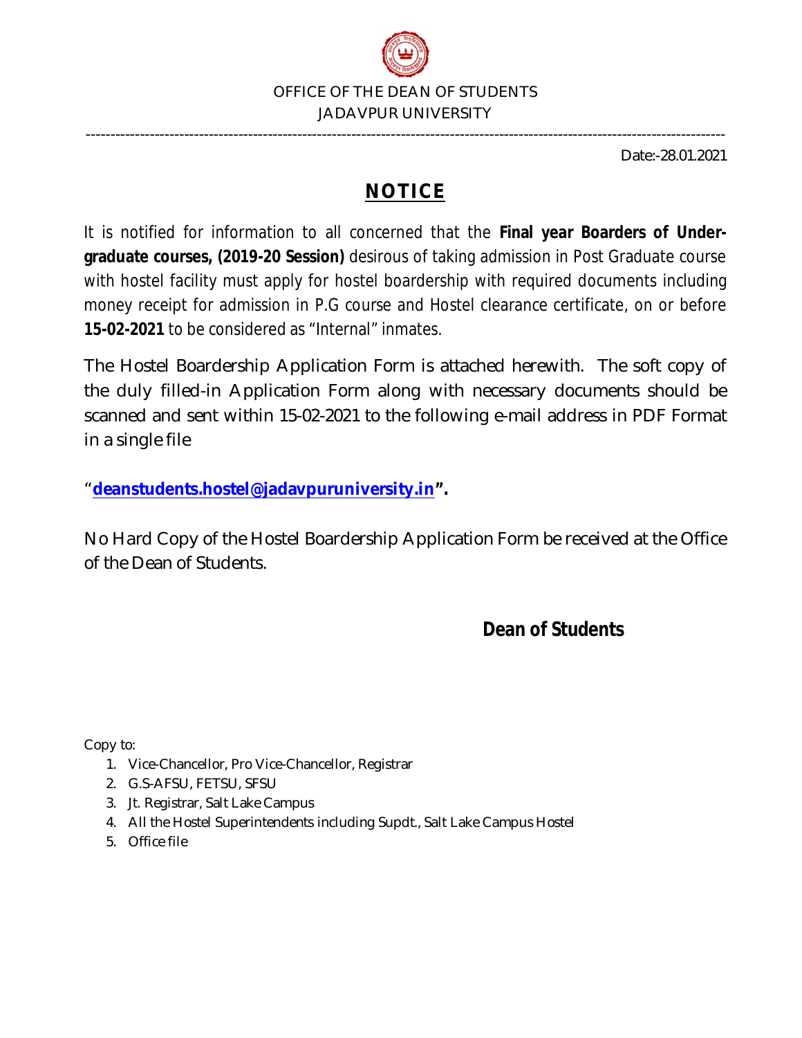OFFICE OF THE DEAN OF STUDENTS

JADAVPUR UNIVERSITY

---

Date:-28.01.2021

# NOTICE

It is notified for information to all concerned that the **Final year Boarders of Under-graduate courses, (2019-20 Session)** desirous of taking admission in Post Graduate course with hostel facility must apply for hostel boardership with required documents including money receipt for admission in P.G course and Hostel clearance certificate, on or before **15-02-2021** to be considered as "Internal" inmates.

The Hostel Boardership Application Form is attached herewith. The soft copy of the duly filled-in Application Form along with necessary documents should be scanned and sent within 15-02-2021 to the following e-mail address in PDF Format in a single file

"**deanstudents.hostel@jadavpuruniversity.in**".

No Hard Copy of the Hostel Boardership Application Form be received at the Office of the Dean of Students.

**Dean of Students**

Copy to:

1. Vice-Chancellor, Pro Vice-Chancellor, Registrar
2. G.S-AFSU, FETSU, SFSU
3. Jt. Registrar, Salt Lake Campus
4. All the Hostel Superintendents including Supdt., Salt Lake Campus Hostel
5. Office file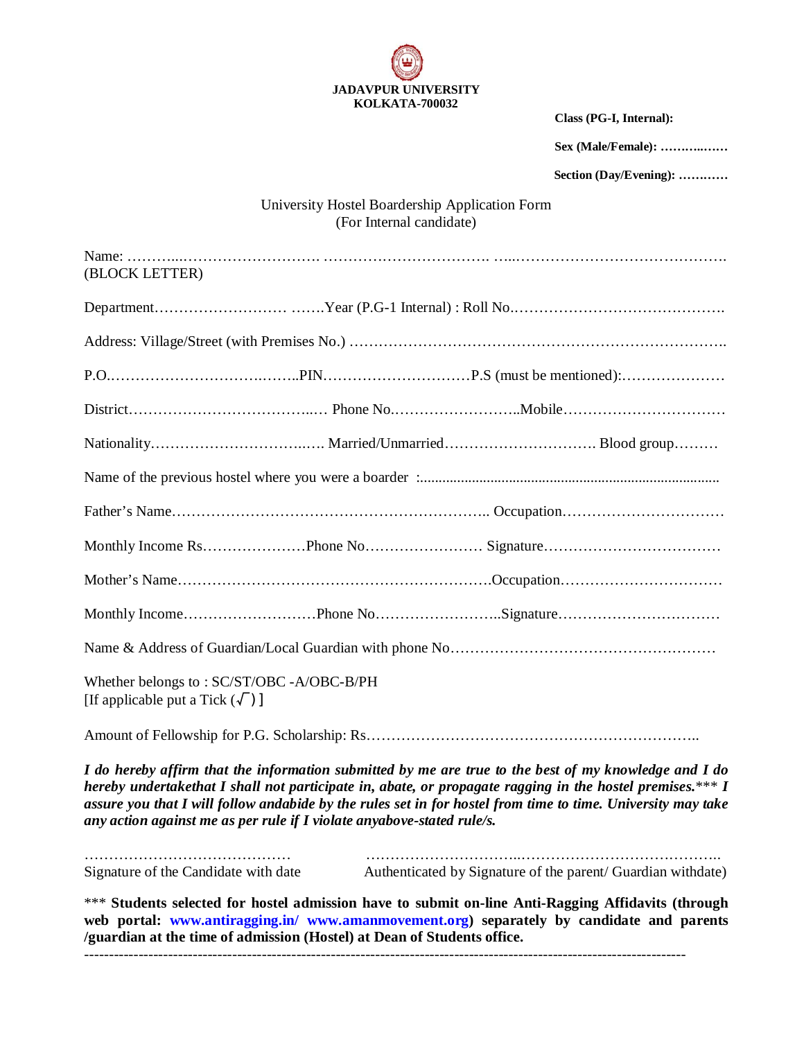**JADAVPUR UNIVERSITY**
**KOLKATA-700032**

**Class (PG-I, Internal):**

**Sex (Male/Female): ……….……**

**Section (Day/Evening): …….….**

University Hostel Boardership Application Form
(For Internal candidate)

Name: ………..………………………. ……………………………. …..…………………………………….
(BLOCK LETTER)

Department……………………… …….Year (P.G-1 Internal) : Roll No.…………………………………….

Address: Village/Street (with Premises No.) ……………………………………………………………….

P.O.……………………….……..PIN…………………………P.S (must be mentioned):…………………

District……………………………..… Phone No.……………………..Mobile……………………………

Nationality……………………….…. Married/Unmarried…………………………. Blood group………

Name of the previous hostel where you were a boarder :................................................................................

Father's Name……………………………………………………….. Occupation……………………………

Monthly Income Rs…………………Phone No…………………… Signature………………………………

Mother's Name………………………………………………………Occupation……………………………

Monthly Income………………………Phone No……………………..Signature……………………………

Name & Address of Guardian/Local Guardian with phone No………………………………………………

Whether belongs to : SC/ST/OBC -A/OBC-B/PH
[If applicable put a Tick (√) ]

Amount of Fellowship for P.G. Scholarship: Rs…………………………………………………………..

***I do hereby affirm that the information submitted by me are true to the best of my knowledge and I do hereby undertakethat I shall not participate in, abate, or propagate ragging in the hostel premises.**** *I assure you that I will follow andabide by the rules set in for hostel from time to time. University may take any action against me as per rule if I violate anyabove-stated rule/s.***

…………………………………… ………………………..…………………………………..
Signature of the Candidate with date Authenticated by Signature of the parent/ Guardian withdate)

*** **Students selected for hostel admission have to submit on-line Anti-Ragging Affidavits (through web portal: www.antiragging.in/ www.amanmovement.org) separately by candidate and parents /guardian at the time of admission (Hostel) at Dean of Students office.**

---